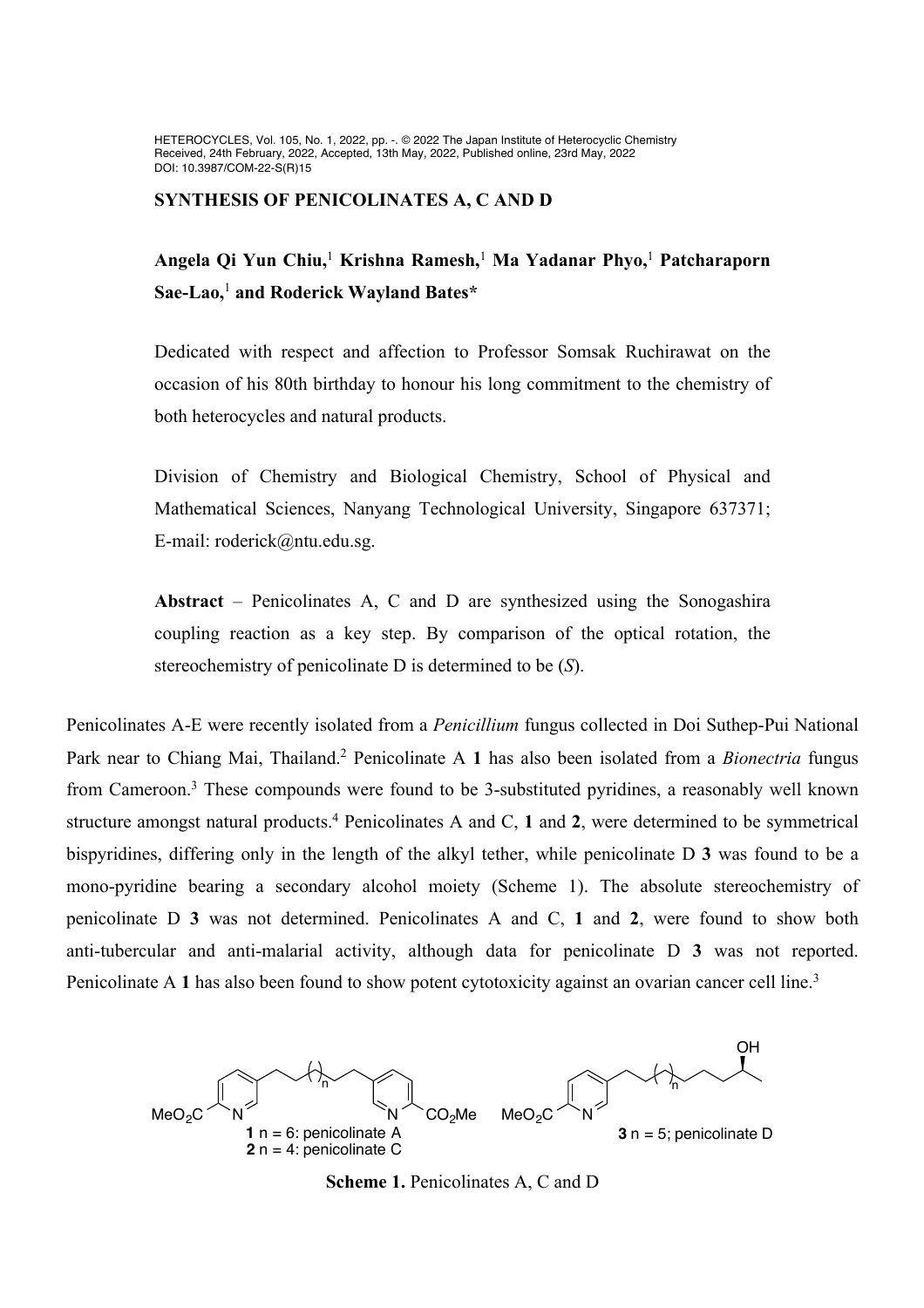HETEROCYCLES, Vol. 105, No. 1, 2022, pp. -. © 2022 The Japan Institute of Heterocyclic Chemistry
Received, 24th February, 2022, Accepted, 13th May, 2022, Published online, 23rd May, 2022
DOI: 10.3987/COM-22-S(R)15

# SYNTHESIS OF PENICOLINATES A, C AND D

**Angela Qi Yun Chiu,[1] Krishna Ramesh,[1] Ma Yadanar Phyo,[1] Patcharaporn Sae-Lao,[1] and Roderick Wayland Bates***

Dedicated with respect and affection to Professor Somsak Ruchirawat on the occasion of his 80th birthday to honour his long commitment to the chemistry of both heterocycles and natural products.

Division of Chemistry and Biological Chemistry, School of Physical and Mathematical Sciences, Nanyang Technological University, Singapore 637371; E-mail: roderick@ntu.edu.sg.

**Abstract** – Penicolinates A, C and D are synthesized using the Sonogashira coupling reaction as a key step. By comparison of the optical rotation, the stereochemistry of penicolinate D is determined to be (*S*).

Penicolinates A-E were recently isolated from a *Penicillium* fungus collected in Doi Suthep-Pui National Park near to Chiang Mai, Thailand.[2] Penicolinate A **1** has also been isolated from a *Bionectria* fungus from Cameroon.[3] These compounds were found to be 3-substituted pyridines, a reasonably well known structure amongst natural products.[4] Penicolinates A and C, **1** and **2**, were determined to be symmetrical bispyridines, differing only in the length of the alkyl tether, while penicolinate D **3** was found to be a mono-pyridine bearing a secondary alcohol moiety (Scheme 1). The absolute stereochemistry of penicolinate D **3** was not determined. Penicolinates A and C, **1** and **2**, were found to show both anti-tubercular and anti-malarial activity, although data for penicolinate D **3** was not reported. Penicolinate A **1** has also been found to show potent cytotoxicity against an ovarian cancer cell line.[3]

**1** n = 6: penicolinate A
**2** n = 4: penicolinate C
**3** n = 5; penicolinate D

**Scheme 1.** Penicolinates A, C and D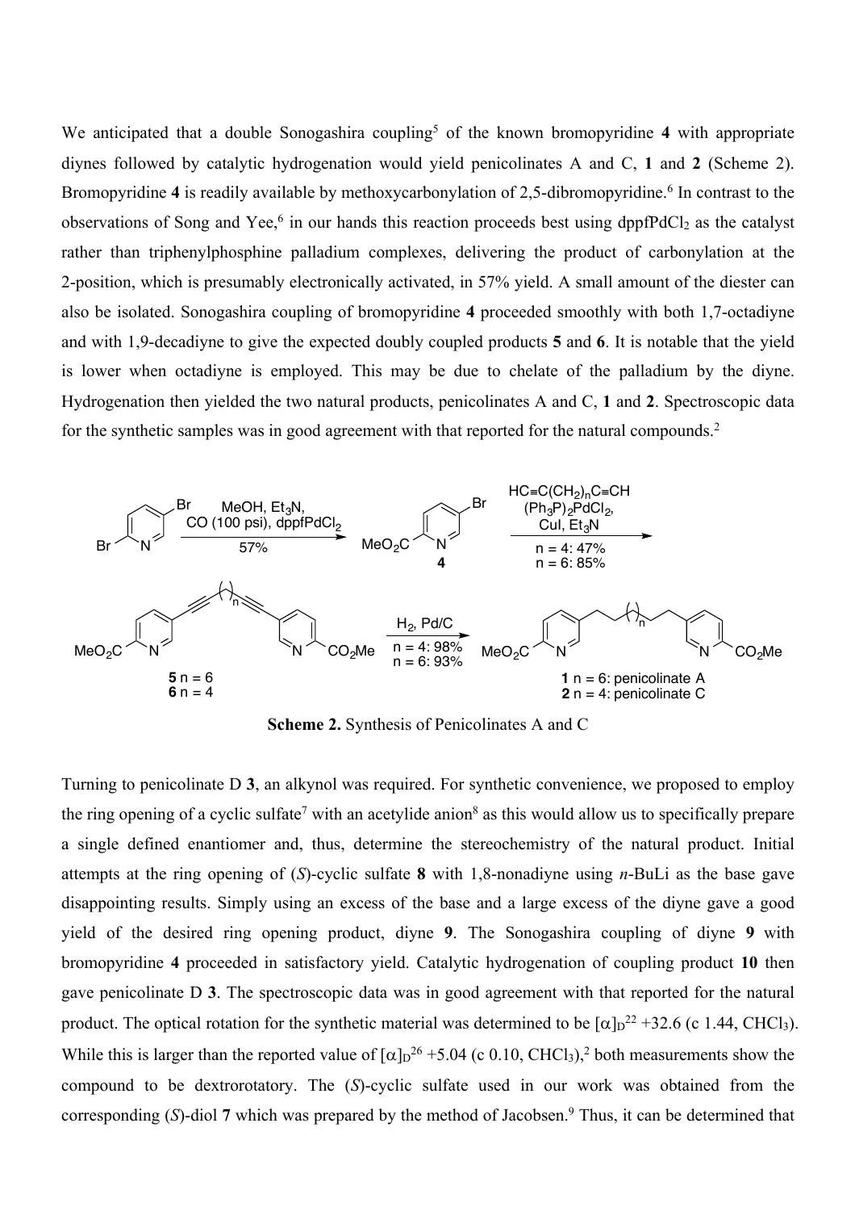We anticipated that a double Sonogashira coupling[5] of the known bromopyridine **4** with appropriate diynes followed by catalytic hydrogenation would yield penicolinates A and C, **1** and **2** (Scheme 2). Bromopyridine **4** is readily available by methoxycarbonylation of 2,5-dibromopyridine.[6] In contrast to the observations of Song and Yee,[6] in our hands this reaction proceeds best using dppfPdCl$_2$ as the catalyst rather than triphenylphosphine palladium complexes, delivering the product of carbonylation at the 2-position, which is presumably electronically activated, in 57% yield. A small amount of the diester can also be isolated. Sonogashira coupling of bromopyridine **4** proceeded smoothly with both 1,7-octadiyne and with 1,9-decadiyne to give the expected doubly coupled products **5** and **6**. It is notable that the yield is lower when octadiyne is employed. This may be due to chelate of the palladium by the diyne. Hydrogenation then yielded the two natural products, penicolinates A and C, **1** and **2**. Spectroscopic data for the synthetic samples was in good agreement with that reported for the natural compounds.[2]

**Scheme 2.** Synthesis of Penicolinates A and C

Turning to penicolinate D **3**, an alkynol was required. For synthetic convenience, we proposed to employ the ring opening of a cyclic sulfate[7] with an acetylide anion[8] as this would allow us to specifically prepare a single defined enantiomer and, thus, determine the stereochemistry of the natural product. Initial attempts at the ring opening of (*S*)-cyclic sulfate **8** with 1,8-nonadiyne using *n*-BuLi as the base gave disappointing results. Simply using an excess of the base and a large excess of the diyne gave a good yield of the desired ring opening product, diyne **9**. The Sonogashira coupling of diyne **9** with bromopyridine **4** proceeded in satisfactory yield. Catalytic hydrogenation of coupling product **10** then gave penicolinate D **3**. The spectroscopic data was in good agreement with that reported for the natural product. The optical rotation for the synthetic material was determined to be $[\alpha]_D^{22}$ +32.6 (c 1.44, CHCl$_3$). While this is larger than the reported value of $[\alpha]_D^{26}$ +5.04 (c 0.10, CHCl$_3$),[2] both measurements show the compound to be dextrorotatory. The (*S*)-cyclic sulfate used in our work was obtained from the corresponding (*S*)-diol **7** which was prepared by the method of Jacobsen.[9] Thus, it can be determined that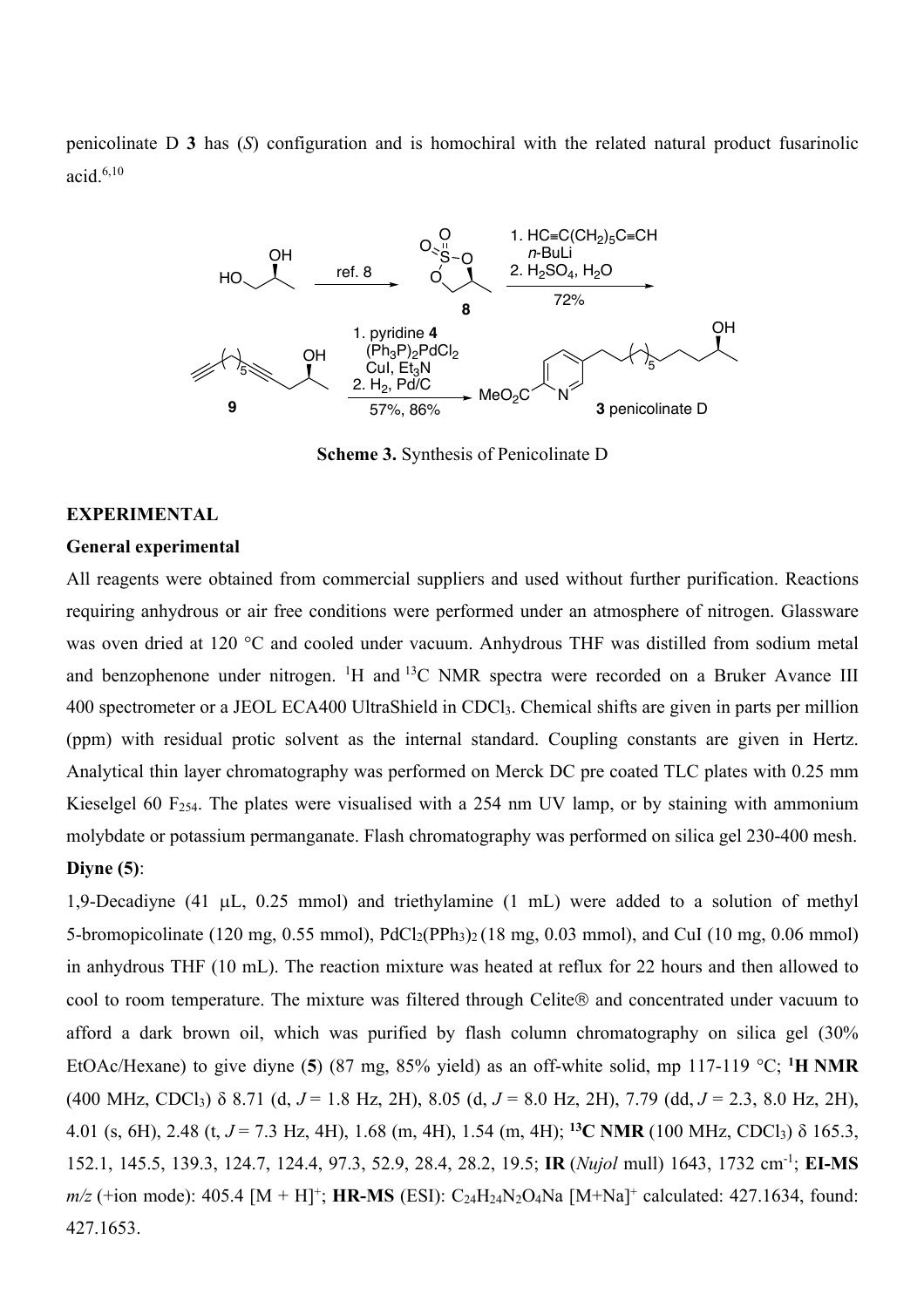penicolinate D **3** has (*S*) configuration and is homochiral with the related natural product fusarinolic acid.[6,10]

**Scheme 3.** Synthesis of Penicolinate D

## EXPERIMENTAL

### General experimental

All reagents were obtained from commercial suppliers and used without further purification. Reactions requiring anhydrous or air free conditions were performed under an atmosphere of nitrogen. Glassware was oven dried at 120 °C and cooled under vacuum. Anhydrous THF was distilled from sodium metal and benzophenone under nitrogen. $^{1}H$ and $^{13}C$ NMR spectra were recorded on a Bruker Avance III 400 spectrometer or a JEOL ECA400 UltraShield in $CDCl_3$. Chemical shifts are given in parts per million (ppm) with residual protic solvent as the internal standard. Coupling constants are given in Hertz. Analytical thin layer chromatography was performed on Merck DC pre coated TLC plates with 0.25 mm Kieselgel 60 $F_{254}$. The plates were visualised with a 254 nm UV lamp, or by staining with ammonium molybdate or potassium permanganate. Flash chromatography was performed on silica gel 230-400 mesh.

### Diyne (5):

1,9-Decadiyne (41 μL, 0.25 mmol) and triethylamine (1 mL) were added to a solution of methyl 5-bromopicolinate (120 mg, 0.55 mmol), $PdCl_2(PPh_3)_2$ (18 mg, 0.03 mmol), and CuI (10 mg, 0.06 mmol) in anhydrous THF (10 mL). The reaction mixture was heated at reflux for 22 hours and then allowed to cool to room temperature. The mixture was filtered through Celite® and concentrated under vacuum to afford a dark brown oil, which was purified by flash column chromatography on silica gel (30% EtOAc/Hexane) to give diyne (**5**) (87 mg, 85% yield) as an off-white solid, mp 117-119 °C; **$^{1}$H NMR** (400 MHz, $CDCl_3$) δ 8.71 (d, *J* = 1.8 Hz, 2H), 8.05 (d, *J* = 8.0 Hz, 2H), 7.79 (dd, *J* = 2.3, 8.0 Hz, 2H), 4.01 (s, 6H), 2.48 (t, *J* = 7.3 Hz, 4H), 1.68 (m, 4H), 1.54 (m, 4H); **$^{13}$C NMR** (100 MHz, $CDCl_3$) δ 165.3, 152.1, 145.5, 139.3, 124.7, 124.4, 97.3, 52.9, 28.4, 28.2, 19.5; **IR** (*Nujol* mull) 1643, 1732 $cm^{-1}$; **EI-MS** *m/z* (+ion mode): 405.4 $[M + H]^+$; **HR-MS** (ESI): $C_{24}H_{24}N_2O_4Na$ $[M+Na]^+$ calculated: 427.1634, found: 427.1653.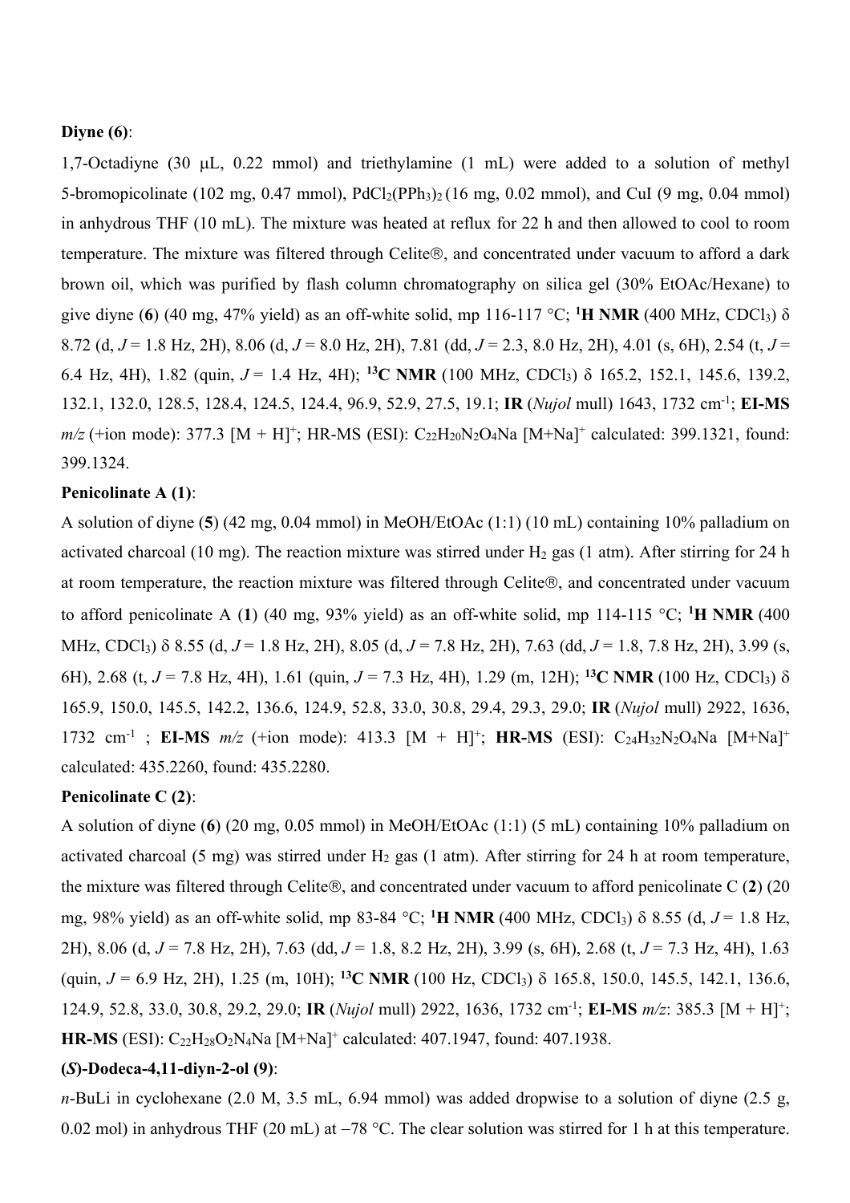**Diyne (6)**:

1,7-Octadiyne (30 μL, 0.22 mmol) and triethylamine (1 mL) were added to a solution of methyl 5-bromopicolinate (102 mg, 0.47 mmol), $PdCl_2(PPh_3)_2$ (16 mg, 0.02 mmol), and CuI (9 mg, 0.04 mmol) in anhydrous THF (10 mL). The mixture was heated at reflux for 22 h and then allowed to cool to room temperature. The mixture was filtered through Celite®, and concentrated under vacuum to afford a dark brown oil, which was purified by flash column chromatography on silica gel (30% EtOAc/Hexane) to give diyne (**6**) (40 mg, 47% yield) as an off-white solid, mp 116-117 °C; **$^1$H NMR** (400 MHz, $CDCl_3$) δ 8.72 (d, *J* = 1.8 Hz, 2H), 8.06 (d, *J* = 8.0 Hz, 2H), 7.81 (dd, *J* = 2.3, 8.0 Hz, 2H), 4.01 (s, 6H), 2.54 (t, *J* = 6.4 Hz, 4H), 1.82 (quin, *J* = 1.4 Hz, 4H); **$^{13}$C NMR** (100 MHz, $CDCl_3$) δ 165.2, 152.1, 145.6, 139.2, 132.1, 132.0, 128.5, 128.4, 124.5, 124.4, 96.9, 52.9, 27.5, 19.1; **IR** (*Nujol* mull) 1643, 1732 cm$^{-1}$; **EI-MS** *m/z* (+ion mode): 377.3 $[M + H]^+$; HR-MS (ESI): $C_{22}H_{20}N_2O_4Na$ $[M+Na]^+$ calculated: 399.1321, found: 399.1324.

**Penicolinate A (1)**:

A solution of diyne (**5**) (42 mg, 0.04 mmol) in MeOH/EtOAc (1:1) (10 mL) containing 10% palladium on activated charcoal (10 mg). The reaction mixture was stirred under $H_2$ gas (1 atm). After stirring for 24 h at room temperature, the reaction mixture was filtered through Celite®, and concentrated under vacuum to afford penicolinate A (**1**) (40 mg, 93% yield) as an off-white solid, mp 114-115 °C; **$^1$H NMR** (400 MHz, $CDCl_3$) δ 8.55 (d, *J* = 1.8 Hz, 2H), 8.05 (d, *J* = 7.8 Hz, 2H), 7.63 (dd, *J* = 1.8, 7.8 Hz, 2H), 3.99 (s, 6H), 2.68 (t, *J* = 7.8 Hz, 4H), 1.61 (quin, *J* = 7.3 Hz, 4H), 1.29 (m, 12H); **$^{13}$C NMR** (100 Hz, $CDCl_3$) δ 165.9, 150.0, 145.5, 142.2, 136.6, 124.9, 52.8, 33.0, 30.8, 29.4, 29.3, 29.0; **IR** (*Nujol* mull) 2922, 1636, 1732 cm$^{-1}$ ; **EI-MS** *m/z* (+ion mode): 413.3 $[M + H]^+$; **HR-MS** (ESI): $C_{24}H_{32}N_2O_4Na$ $[M+Na]^+$ calculated: 435.2260, found: 435.2280.

**Penicolinate C (2)**:

A solution of diyne (**6**) (20 mg, 0.05 mmol) in MeOH/EtOAc (1:1) (5 mL) containing 10% palladium on activated charcoal (5 mg) was stirred under $H_2$ gas (1 atm). After stirring for 24 h at room temperature, the mixture was filtered through Celite®, and concentrated under vacuum to afford penicolinate C (**2**) (20 mg, 98% yield) as an off-white solid, mp 83-84 °C; **$^1$H NMR** (400 MHz, $CDCl_3$) δ 8.55 (d, *J* = 1.8 Hz, 2H), 8.06 (d, *J* = 7.8 Hz, 2H), 7.63 (dd, *J* = 1.8, 8.2 Hz, 2H), 3.99 (s, 6H), 2.68 (t, *J* = 7.3 Hz, 4H), 1.63 (quin, *J* = 6.9 Hz, 2H), 1.25 (m, 10H); **$^{13}$C NMR** (100 Hz, $CDCl_3$) δ 165.8, 150.0, 145.5, 142.1, 136.6, 124.9, 52.8, 33.0, 30.8, 29.2, 29.0; **IR** (*Nujol* mull) 2922, 1636, 1732 cm$^{-1}$; **EI-MS** *m/z*: 385.3 $[M + H]^+$; **HR-MS** (ESI): $C_{22}H_{28}O_2N_4Na$ $[M+Na]^+$ calculated: 407.1947, found: 407.1938.

**(*S*)-Dodeca-4,11-diyn-2-ol (9)**:

*n*-BuLi in cyclohexane (2.0 M, 3.5 mL, 6.94 mmol) was added dropwise to a solution of diyne (2.5 g, 0.02 mol) in anhydrous THF (20 mL) at −78 °C. The clear solution was stirred for 1 h at this temperature.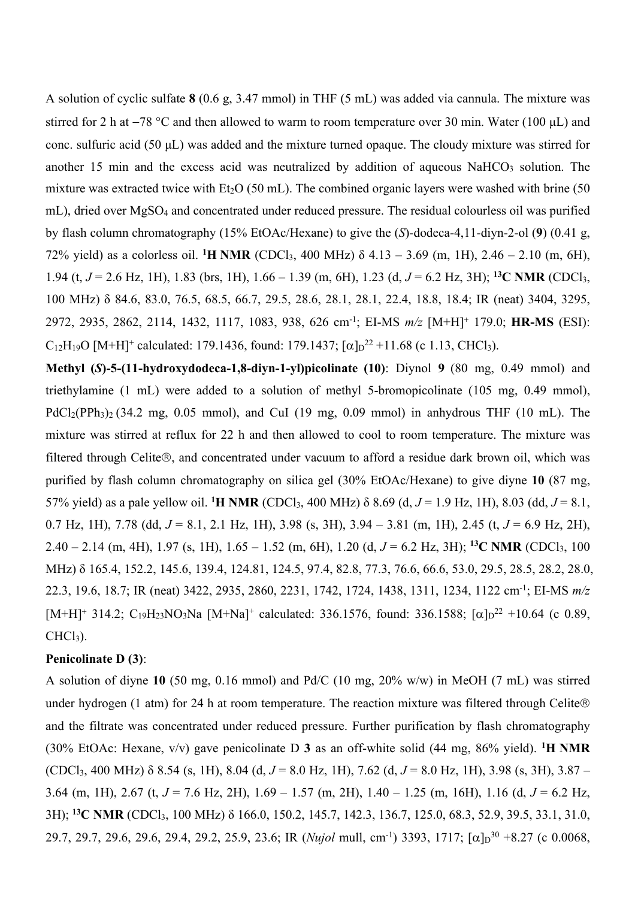A solution of cyclic sulfate **8** (0.6 g, 3.47 mmol) in THF (5 mL) was added via cannula. The mixture was stirred for 2 h at −78 °C and then allowed to warm to room temperature over 30 min. Water (100 μL) and conc. sulfuric acid (50 μL) was added and the mixture turned opaque. The cloudy mixture was stirred for another 15 min and the excess acid was neutralized by addition of aqueous $NaHCO_3$ solution. The mixture was extracted twice with $Et_2O$ (50 mL). The combined organic layers were washed with brine (50 mL), dried over $MgSO_4$ and concentrated under reduced pressure. The residual colourless oil was purified by flash column chromatography (15% EtOAc/Hexane) to give the (*S*)-dodeca-4,11-diyn-2-ol (**9**) (0.41 g, 72% yield) as a colorless oil. **$^1$H NMR** ($CDCl_3$, 400 MHz) δ 4.13 – 3.69 (m, 1H), 2.46 – 2.10 (m, 6H), 1.94 (t, *J* = 2.6 Hz, 1H), 1.83 (brs, 1H), 1.66 – 1.39 (m, 6H), 1.23 (d, *J* = 6.2 Hz, 3H); **$^{13}$C NMR** ($CDCl_3$, 100 MHz) δ 84.6, 83.0, 76.5, 68.5, 66.7, 29.5, 28.6, 28.1, 28.1, 22.4, 18.8, 18.4; IR (neat) 3404, 3295, 2972, 2935, 2862, 2114, 1432, 1117, 1083, 938, 626 cm$^{-1}$; EI-MS *m/z* $[M+H]^+$ 179.0; **HR-MS** (ESI): $C_{12}H_{19}O$ $[M+H]^+$ calculated: 179.1436, found: 179.1437; $[\alpha]_D^{22}$ +11.68 (c 1.13, $CHCl_3$).

**Methyl (*S*)-5-(11-hydroxydodeca-1,8-diyn-1-yl)picolinate (10)**: Diynol **9** (80 mg, 0.49 mmol) and triethylamine (1 mL) were added to a solution of methyl 5-bromopicolinate (105 mg, 0.49 mmol), $PdCl_2(PPh_3)_2$ (34.2 mg, 0.05 mmol), and CuI (19 mg, 0.09 mmol) in anhydrous THF (10 mL). The mixture was stirred at reflux for 22 h and then allowed to cool to room temperature. The mixture was filtered through Celite®, and concentrated under vacuum to afford a residue dark brown oil, which was purified by flash column chromatography on silica gel (30% EtOAc/Hexane) to give diyne **10** (87 mg, 57% yield) as a pale yellow oil. **$^1$H NMR** ($CDCl_3$, 400 MHz) δ 8.69 (d, *J* = 1.9 Hz, 1H), 8.03 (dd, *J* = 8.1, 0.7 Hz, 1H), 7.78 (dd, *J* = 8.1, 2.1 Hz, 1H), 3.98 (s, 3H), 3.94 – 3.81 (m, 1H), 2.45 (t, *J* = 6.9 Hz, 2H), 2.40 – 2.14 (m, 4H), 1.97 (s, 1H), 1.65 – 1.52 (m, 6H), 1.20 (d, *J* = 6.2 Hz, 3H); **$^{13}$C NMR** ($CDCl_3$, 100 MHz) δ 165.4, 152.2, 145.6, 139.4, 124.81, 124.5, 97.4, 82.8, 77.3, 76.6, 66.6, 53.0, 29.5, 28.5, 28.2, 28.0, 22.3, 19.6, 18.7; IR (neat) 3422, 2935, 2860, 2231, 1742, 1724, 1438, 1311, 1234, 1122 cm$^{-1}$; EI-MS *m/z* $[M+H]^+$ 314.2; $C_{19}H_{23}NO_3Na$ $[M+Na]^+$ calculated: 336.1576, found: 336.1588; $[\alpha]_D^{22}$ +10.64 (c 0.89, $CHCl_3$).

**Penicolinate D (3)**:

A solution of diyne **10** (50 mg, 0.16 mmol) and Pd/C (10 mg, 20% w/w) in MeOH (7 mL) was stirred under hydrogen (1 atm) for 24 h at room temperature. The reaction mixture was filtered through Celite® and the filtrate was concentrated under reduced pressure. Further purification by flash chromatography (30% EtOAc: Hexane, v/v) gave penicolinate D **3** as an off-white solid (44 mg, 86% yield). **$^1$H NMR** ($CDCl_3$, 400 MHz) δ 8.54 (s, 1H), 8.04 (d, *J* = 8.0 Hz, 1H), 7.62 (d, *J* = 8.0 Hz, 1H), 3.98 (s, 3H), 3.87 – 3.64 (m, 1H), 2.67 (t, *J* = 7.6 Hz, 2H), 1.69 – 1.57 (m, 2H), 1.40 – 1.25 (m, 16H), 1.16 (d, *J* = 6.2 Hz, 3H); **$^{13}$C NMR** ($CDCl_3$, 100 MHz) δ 166.0, 150.2, 145.7, 142.3, 136.7, 125.0, 68.3, 52.9, 39.5, 33.1, 31.0, 29.7, 29.7, 29.6, 29.6, 29.4, 29.2, 25.9, 23.6; IR (*Nujol* mull, cm$^{-1}$) 3393, 1717; $[\alpha]_D^{30}$ +8.27 (c 0.0068,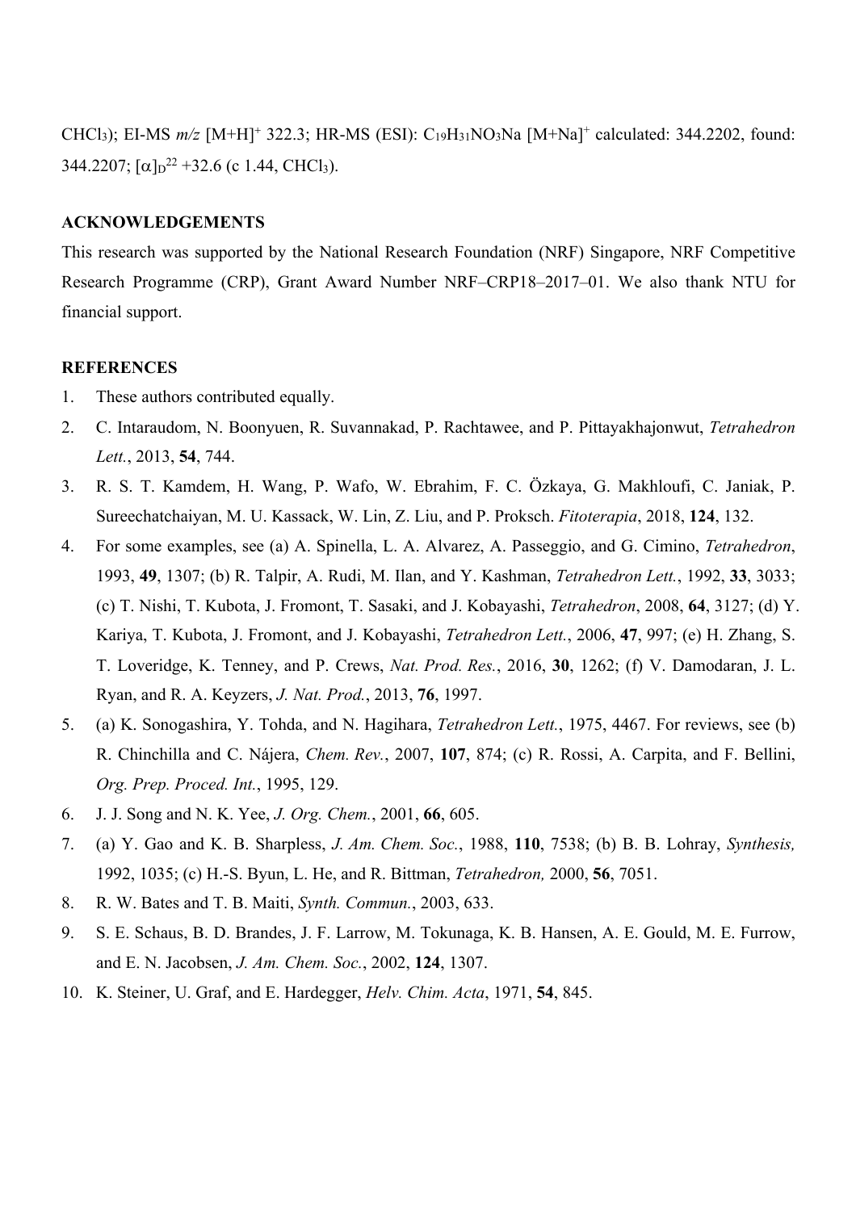$CHCl_3$); EI-MS *m/z* $[M+H]^+$ 322.3; HR-MS (ESI): $C_{19}H_{31}NO_3Na$ $[M+Na]^+$ calculated: 344.2202, found: 344.2207; $[\alpha]_D^{22}$ +32.6 (c 1.44, $CHCl_3$).

## ACKNOWLEDGEMENTS

This research was supported by the National Research Foundation (NRF) Singapore, NRF Competitive Research Programme (CRP), Grant Award Number NRF–CRP18–2017–01. We also thank NTU for financial support.

## REFERENCES

1. These authors contributed equally.
2. C. Intaraudom, N. Boonyuen, R. Suvannakad, P. Rachtawee, and P. Pittayakhajonwut, *Tetrahedron Lett.*, 2013, **54**, 744.
3. R. S. T. Kamdem, H. Wang, P. Wafo, W. Ebrahim, F. C. Özkaya, G. Makhloufi, C. Janiak, P. Sureechatchaiyan, M. U. Kassack, W. Lin, Z. Liu, and P. Proksch. *Fitoterapia*, 2018, **124**, 132.
4. For some examples, see (a) A. Spinella, L. A. Alvarez, A. Passeggio, and G. Cimino, *Tetrahedron*, 1993, **49**, 1307; (b) R. Talpir, A. Rudi, M. Ilan, and Y. Kashman, *Tetrahedron Lett.*, 1992, **33**, 3033; (c) T. Nishi, T. Kubota, J. Fromont, T. Sasaki, and J. Kobayashi, *Tetrahedron*, 2008, **64**, 3127; (d) Y. Kariya, T. Kubota, J. Fromont, and J. Kobayashi, *Tetrahedron Lett.*, 2006, **47**, 997; (e) H. Zhang, S. T. Loveridge, K. Tenney, and P. Crews, *Nat. Prod. Res.*, 2016, **30**, 1262; (f) V. Damodaran, J. L. Ryan, and R. A. Keyzers, *J. Nat. Prod.*, 2013, **76**, 1997.
5. (a) K. Sonogashira, Y. Tohda, and N. Hagihara, *Tetrahedron Lett.*, 1975, 4467. For reviews, see (b) R. Chinchilla and C. Nájera, *Chem. Rev.*, 2007, **107**, 874; (c) R. Rossi, A. Carpita, and F. Bellini, *Org. Prep. Proced. Int.*, 1995, 129.
6. J. J. Song and N. K. Yee, *J. Org. Chem.*, 2001, **66**, 605.
7. (a) Y. Gao and K. B. Sharpless, *J. Am. Chem. Soc.*, 1988, **110**, 7538; (b) B. B. Lohray, *Synthesis,* 1992, 1035; (c) H.-S. Byun, L. He, and R. Bittman, *Tetrahedron,* 2000, **56**, 7051.
8. R. W. Bates and T. B. Maiti, *Synth. Commun.*, 2003, 633.
9. S. E. Schaus, B. D. Brandes, J. F. Larrow, M. Tokunaga, K. B. Hansen, A. E. Gould, M. E. Furrow, and E. N. Jacobsen, *J. Am. Chem. Soc.*, 2002, **124**, 1307.
10. K. Steiner, U. Graf, and E. Hardegger, *Helv. Chim. Acta*, 1971, **54**, 845.